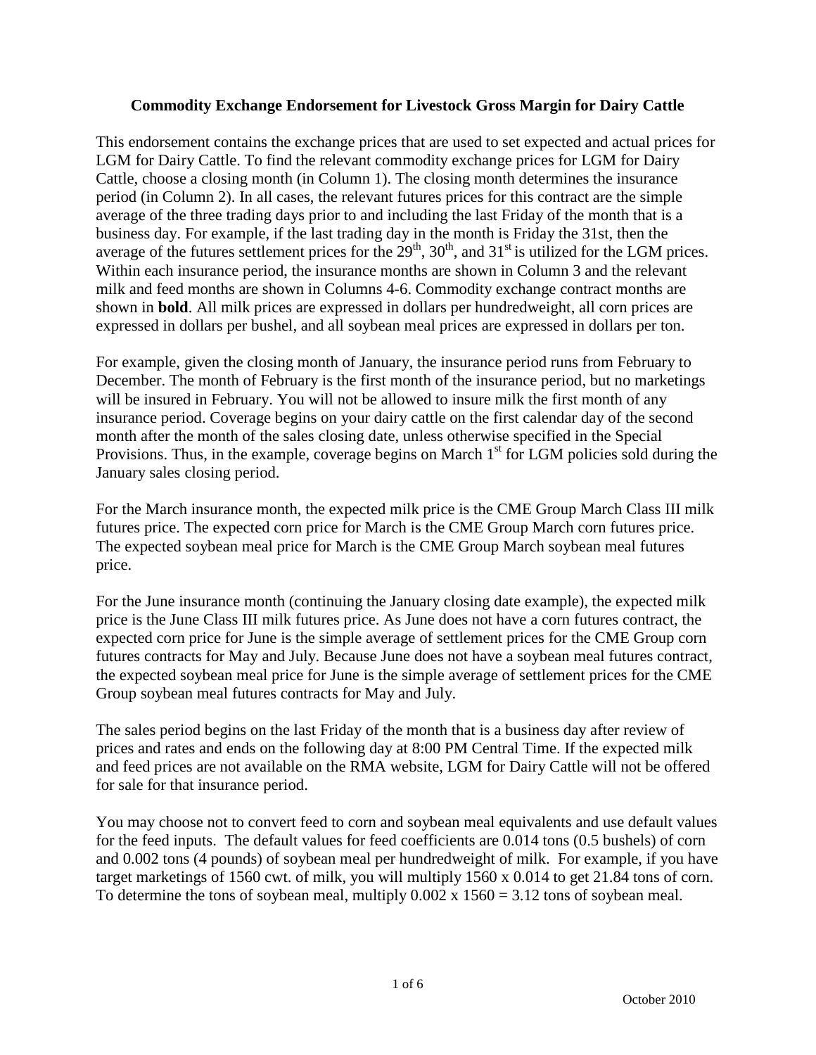# Commodity Exchange Endorsement for Livestock Gross Margin for Dairy Cattle

This endorsement contains the exchange prices that are used to set expected and actual prices for LGM for Dairy Cattle. To find the relevant commodity exchange prices for LGM for Dairy Cattle, choose a closing month (in Column 1). The closing month determines the insurance period (in Column 2). In all cases, the relevant futures prices for this contract are the simple average of the three trading days prior to and including the last Friday of the month that is a business day. For example, if the last trading day in the month is Friday the 31st, then the average of the futures settlement prices for the 29th, 30th, and 31st is utilized for the LGM prices. Within each insurance period, the insurance months are shown in Column 3 and the relevant milk and feed months are shown in Columns 4-6. Commodity exchange contract months are shown in **bold**. All milk prices are expressed in dollars per hundredweight, all corn prices are expressed in dollars per bushel, and all soybean meal prices are expressed in dollars per ton.

For example, given the closing month of January, the insurance period runs from February to December. The month of February is the first month of the insurance period, but no marketings will be insured in February. You will not be allowed to insure milk the first month of any insurance period. Coverage begins on your dairy cattle on the first calendar day of the second month after the month of the sales closing date, unless otherwise specified in the Special Provisions. Thus, in the example, coverage begins on March 1st for LGM policies sold during the January sales closing period.

For the March insurance month, the expected milk price is the CME Group March Class III milk futures price. The expected corn price for March is the CME Group March corn futures price. The expected soybean meal price for March is the CME Group March soybean meal futures price.

For the June insurance month (continuing the January closing date example), the expected milk price is the June Class III milk futures price. As June does not have a corn futures contract, the expected corn price for June is the simple average of settlement prices for the CME Group corn futures contracts for May and July. Because June does not have a soybean meal futures contract, the expected soybean meal price for June is the simple average of settlement prices for the CME Group soybean meal futures contracts for May and July.

The sales period begins on the last Friday of the month that is a business day after review of prices and rates and ends on the following day at 8:00 PM Central Time. If the expected milk and feed prices are not available on the RMA website, LGM for Dairy Cattle will not be offered for sale for that insurance period.

You may choose not to convert feed to corn and soybean meal equivalents and use default values for the feed inputs. The default values for feed coefficients are 0.014 tons (0.5 bushels) of corn and 0.002 tons (4 pounds) of soybean meal per hundredweight of milk. For example, if you have target marketings of 1560 cwt. of milk, you will multiply 1560 x 0.014 to get 21.84 tons of corn. To determine the tons of soybean meal, multiply 0.002 x 1560 = 3.12 tons of soybean meal.

October 2010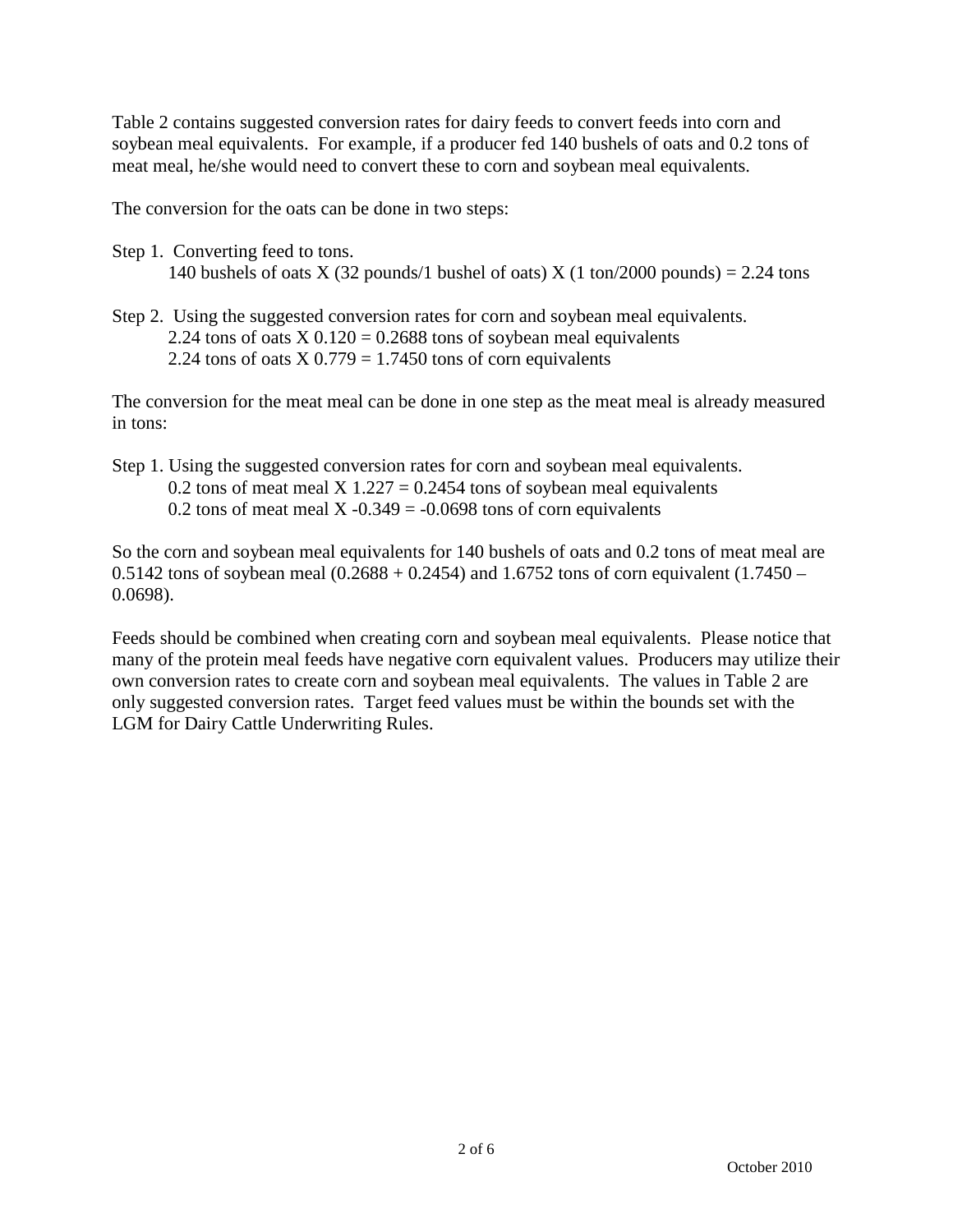Table 2 contains suggested conversion rates for dairy feeds to convert feeds into corn and soybean meal equivalents. For example, if a producer fed 140 bushels of oats and 0.2 tons of meat meal, he/she would need to convert these to corn and soybean meal equivalents.

The conversion for the oats can be done in two steps:

Step 1. Converting feed to tons.

140 bushels of oats X (32 pounds/1 bushel of oats) X (1 ton/2000 pounds) = 2.24 tons

Step 2. Using the suggested conversion rates for corn and soybean meal equivalents.

2.24 tons of oats X 0.120 = 0.2688 tons of soybean meal equivalents

2.24 tons of oats X 0.779 = 1.7450 tons of corn equivalents

The conversion for the meat meal can be done in one step as the meat meal is already measured in tons:

Step 1. Using the suggested conversion rates for corn and soybean meal equivalents.

0.2 tons of meat meal X 1.227 = 0.2454 tons of soybean meal equivalents

0.2 tons of meat meal X -0.349 = -0.0698 tons of corn equivalents

So the corn and soybean meal equivalents for 140 bushels of oats and 0.2 tons of meat meal are 0.5142 tons of soybean meal (0.2688 + 0.2454) and 1.6752 tons of corn equivalent (1.7450 – 0.0698).

Feeds should be combined when creating corn and soybean meal equivalents. Please notice that many of the protein meal feeds have negative corn equivalent values. Producers may utilize their own conversion rates to create corn and soybean meal equivalents. The values in Table 2 are only suggested conversion rates. Target feed values must be within the bounds set with the LGM for Dairy Cattle Underwriting Rules.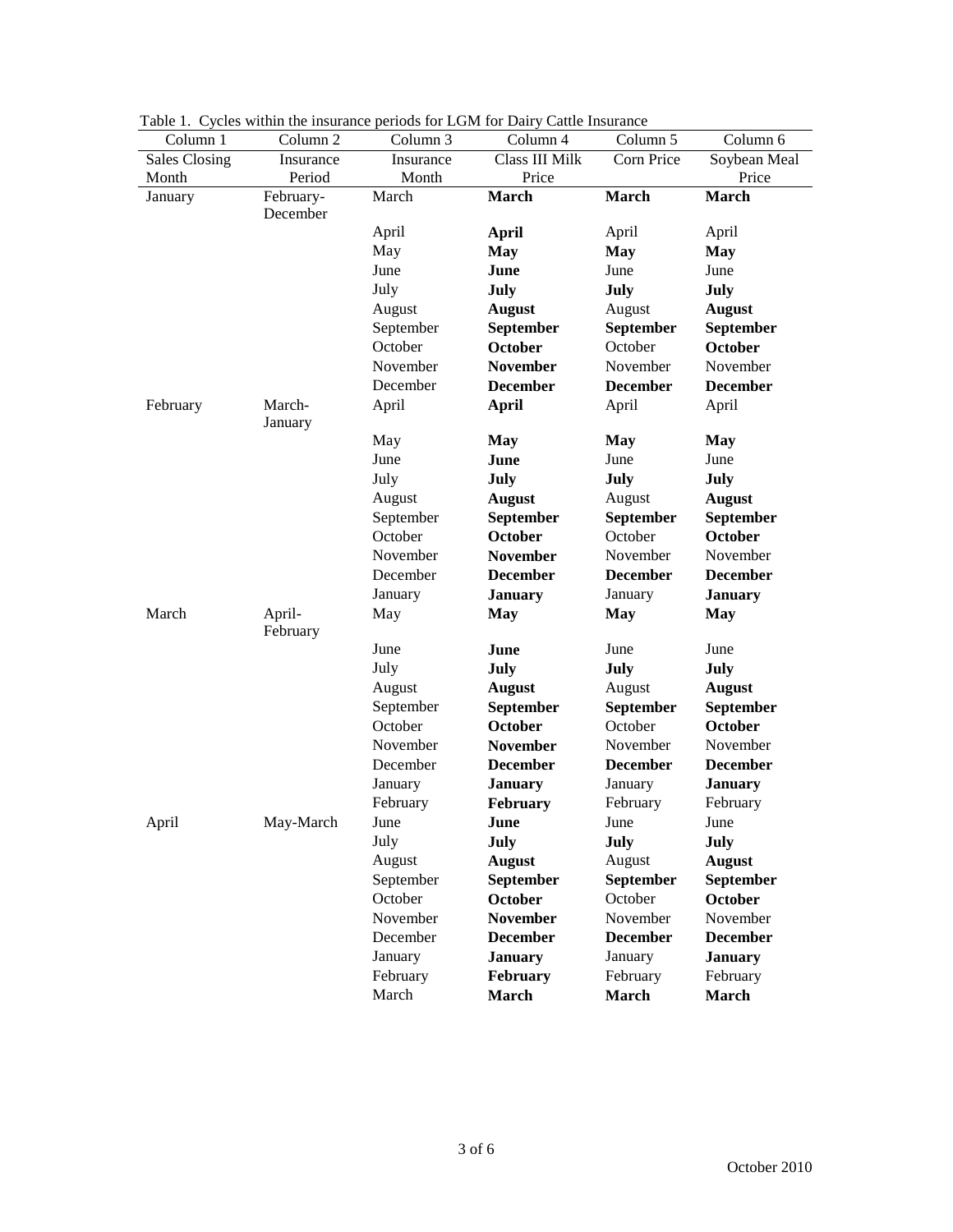Table 1. Cycles within the insurance periods for LGM for Dairy Cattle Insurance

| Column 1 | Column 2 | Column 3 | Column 4 | Column 5 | Column 6 |
|---|---|---|---|---|---|
| Sales Closing Month | Insurance Period | Insurance Month | Class III Milk Price | Corn Price | Soybean Meal Price |
| January | February-December | March | **March** | **March** | **March** |
| | | April | **April** | April | April |
| | | May | **May** | **May** | **May** |
| | | June | **June** | June | June |
| | | July | **July** | **July** | **July** |
| | | August | **August** | August | **August** |
| | | September | **September** | **September** | **September** |
| | | October | **October** | October | **October** |
| | | November | **November** | November | November |
| | | December | **December** | **December** | **December** |
| February | March-January | April | **April** | April | April |
| | | May | **May** | **May** | **May** |
| | | June | **June** | June | June |
| | | July | **July** | **July** | **July** |
| | | August | **August** | August | **August** |
| | | September | **September** | **September** | **September** |
| | | October | **October** | October | **October** |
| | | November | **November** | November | November |
| | | December | **December** | **December** | **December** |
| | | January | **January** | January | **January** |
| March | April-February | May | **May** | **May** | **May** |
| | | June | **June** | June | June |
| | | July | **July** | **July** | **July** |
| | | August | **August** | August | **August** |
| | | September | **September** | **September** | **September** |
| | | October | **October** | October | **October** |
| | | November | **November** | November | November |
| | | December | **December** | **December** | **December** |
| | | January | **January** | January | **January** |
| | | February | **February** | February | February |
| April | May-March | June | **June** | June | June |
| | | July | **July** | **July** | **July** |
| | | August | **August** | August | **August** |
| | | September | **September** | **September** | **September** |
| | | October | **October** | October | **October** |
| | | November | **November** | November | November |
| | | December | **December** | **December** | **December** |
| | | January | **January** | January | **January** |
| | | February | **February** | February | February |
| | | March | **March** | **March** | **March** |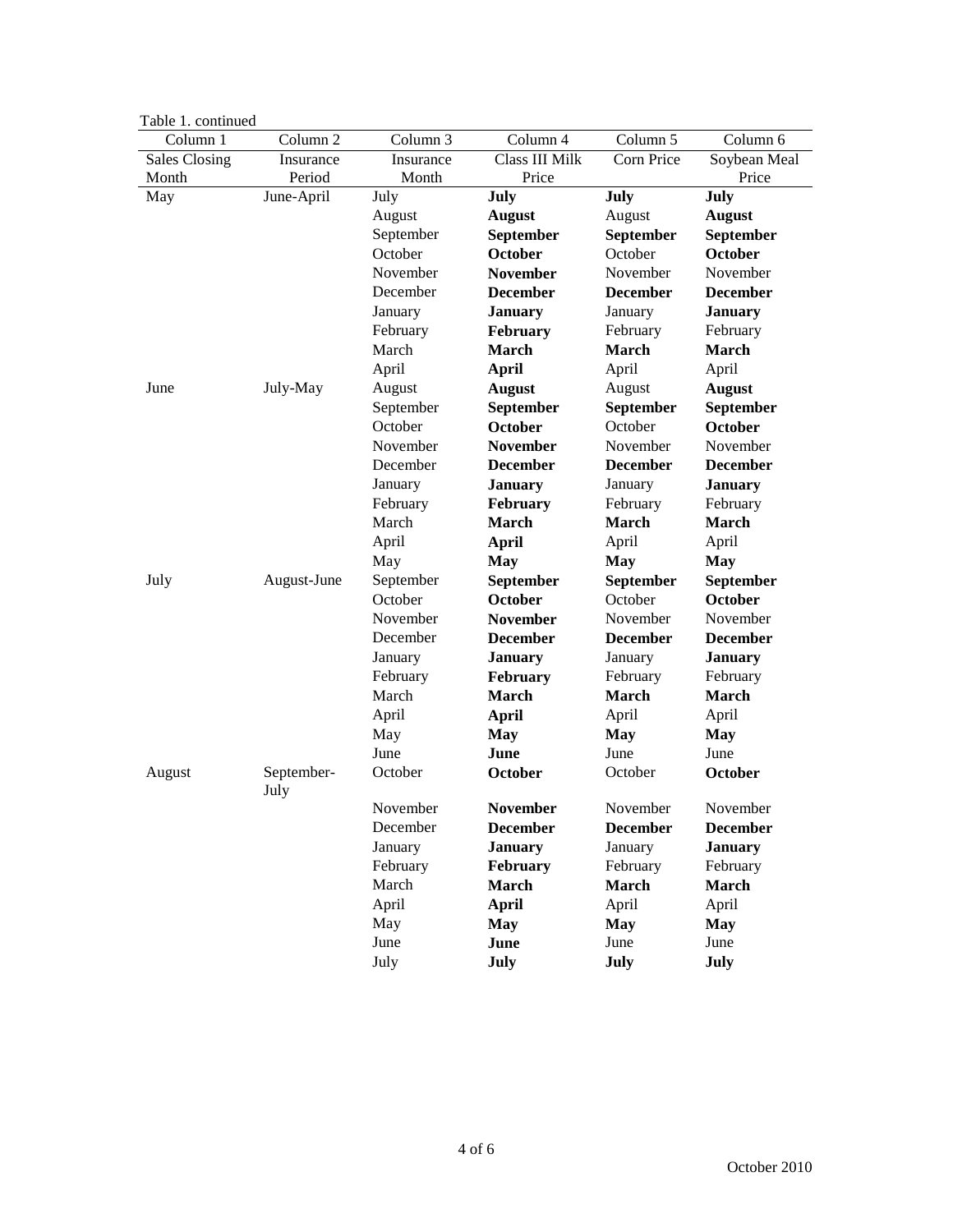Table 1. continued

| Column 1 | Column 2 | Column 3 | Column 4 | Column 5 | Column 6 |
|---|---|---|---|---|---|
| Sales Closing Month | Insurance Period | Insurance Month | Class III Milk Price | Corn Price | Soybean Meal Price |
| May | June-April | July | **July** | **July** | **July** |
| | | August | **August** | August | **August** |
| | | September | **September** | **September** | **September** |
| | | October | **October** | October | **October** |
| | | November | **November** | November | November |
| | | December | **December** | **December** | **December** |
| | | January | **January** | January | **January** |
| | | February | **February** | February | February |
| | | March | **March** | **March** | **March** |
| | | April | **April** | April | April |
| June | July-May | August | **August** | August | **August** |
| | | September | **September** | **September** | **September** |
| | | October | **October** | October | **October** |
| | | November | **November** | November | November |
| | | December | **December** | **December** | **December** |
| | | January | **January** | January | **January** |
| | | February | **February** | February | February |
| | | March | **March** | **March** | **March** |
| | | April | **April** | April | April |
| | | May | **May** | **May** | **May** |
| July | August-June | September | **September** | **September** | **September** |
| | | October | **October** | October | **October** |
| | | November | **November** | November | November |
| | | December | **December** | **December** | **December** |
| | | January | **January** | January | **January** |
| | | February | **February** | February | February |
| | | March | **March** | **March** | **March** |
| | | April | **April** | April | April |
| | | May | **May** | **May** | **May** |
| | | June | **June** | June | June |
| August | September-July | October | **October** | October | **October** |
| | | November | **November** | November | November |
| | | December | **December** | **December** | **December** |
| | | January | **January** | January | **January** |
| | | February | **February** | February | February |
| | | March | **March** | **March** | **March** |
| | | April | **April** | April | April |
| | | May | **May** | **May** | **May** |
| | | June | **June** | June | June |
| | | July | **July** | **July** | **July** |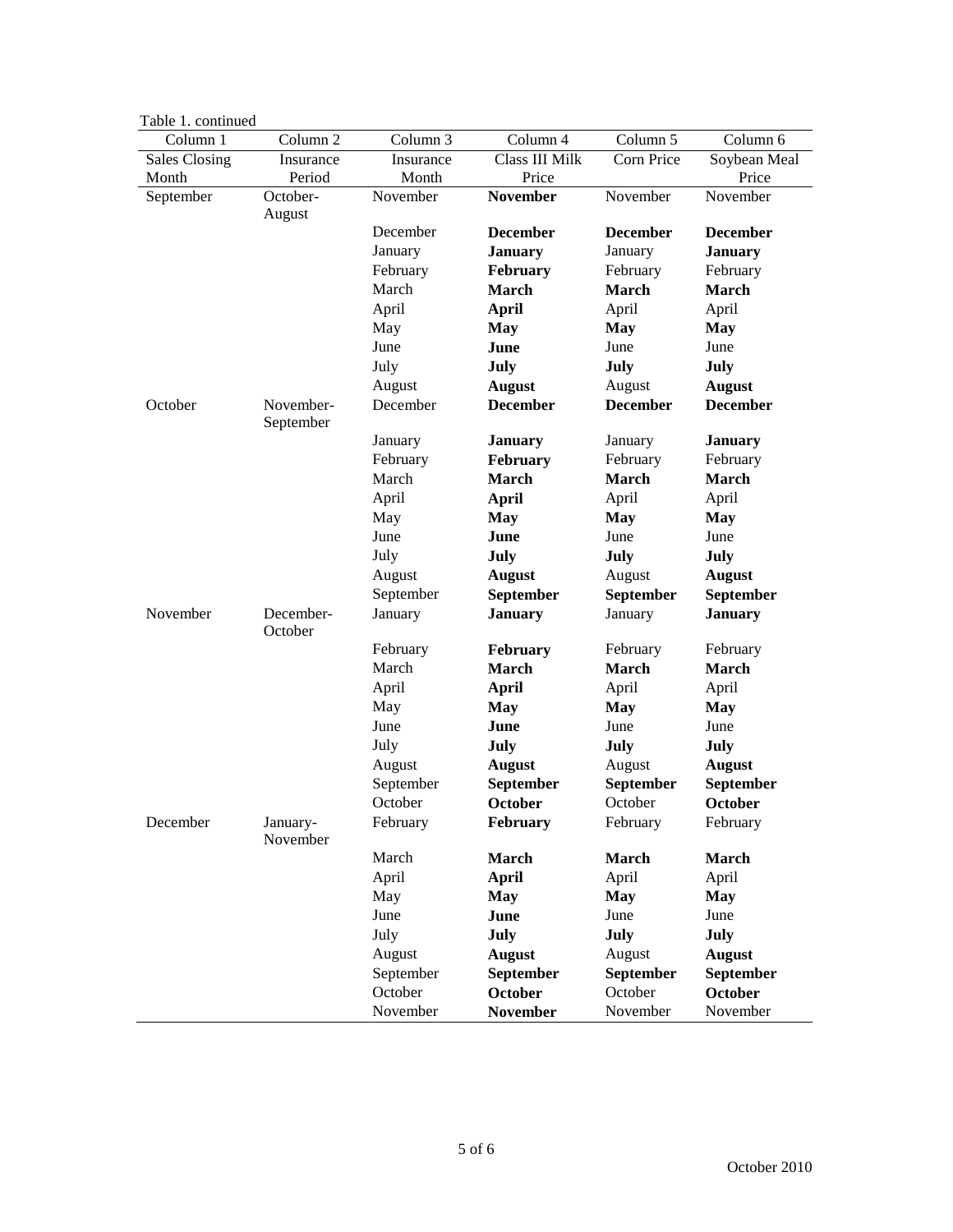Table 1. continued

| Column 1 | Column 2 | Column 3 | Column 4 | Column 5 | Column 6 |
|---|---|---|---|---|---|
| Sales Closing Month | Insurance Period | Insurance Month | Class III Milk Price | Corn Price | Soybean Meal Price |
| September | October-August | November | **November** | November | November |
| | | December | **December** | **December** | **December** |
| | | January | **January** | January | **January** |
| | | February | **February** | February | February |
| | | March | **March** | **March** | **March** |
| | | April | **April** | April | April |
| | | May | **May** | **May** | **May** |
| | | June | **June** | June | June |
| | | July | **July** | **July** | **July** |
| | | August | **August** | August | **August** |
| October | November-September | December | **December** | **December** | **December** |
| | | January | **January** | January | **January** |
| | | February | **February** | February | February |
| | | March | **March** | **March** | **March** |
| | | April | **April** | April | April |
| | | May | **May** | **May** | **May** |
| | | June | **June** | June | June |
| | | July | **July** | **July** | **July** |
| | | August | **August** | August | **August** |
| | | September | **September** | **September** | **September** |
| November | December-October | January | **January** | January | **January** |
| | | February | **February** | February | February |
| | | March | **March** | **March** | **March** |
| | | April | **April** | April | April |
| | | May | **May** | **May** | **May** |
| | | June | **June** | June | June |
| | | July | **July** | **July** | **July** |
| | | August | **August** | August | **August** |
| | | September | **September** | **September** | **September** |
| | | October | **October** | October | **October** |
| December | January-November | February | **February** | February | February |
| | | March | **March** | **March** | **March** |
| | | April | **April** | April | April |
| | | May | **May** | **May** | **May** |
| | | June | **June** | June | June |
| | | July | **July** | **July** | **July** |
| | | August | **August** | August | **August** |
| | | September | **September** | **September** | **September** |
| | | October | **October** | October | **October** |
| | | November | **November** | November | November |

October 2010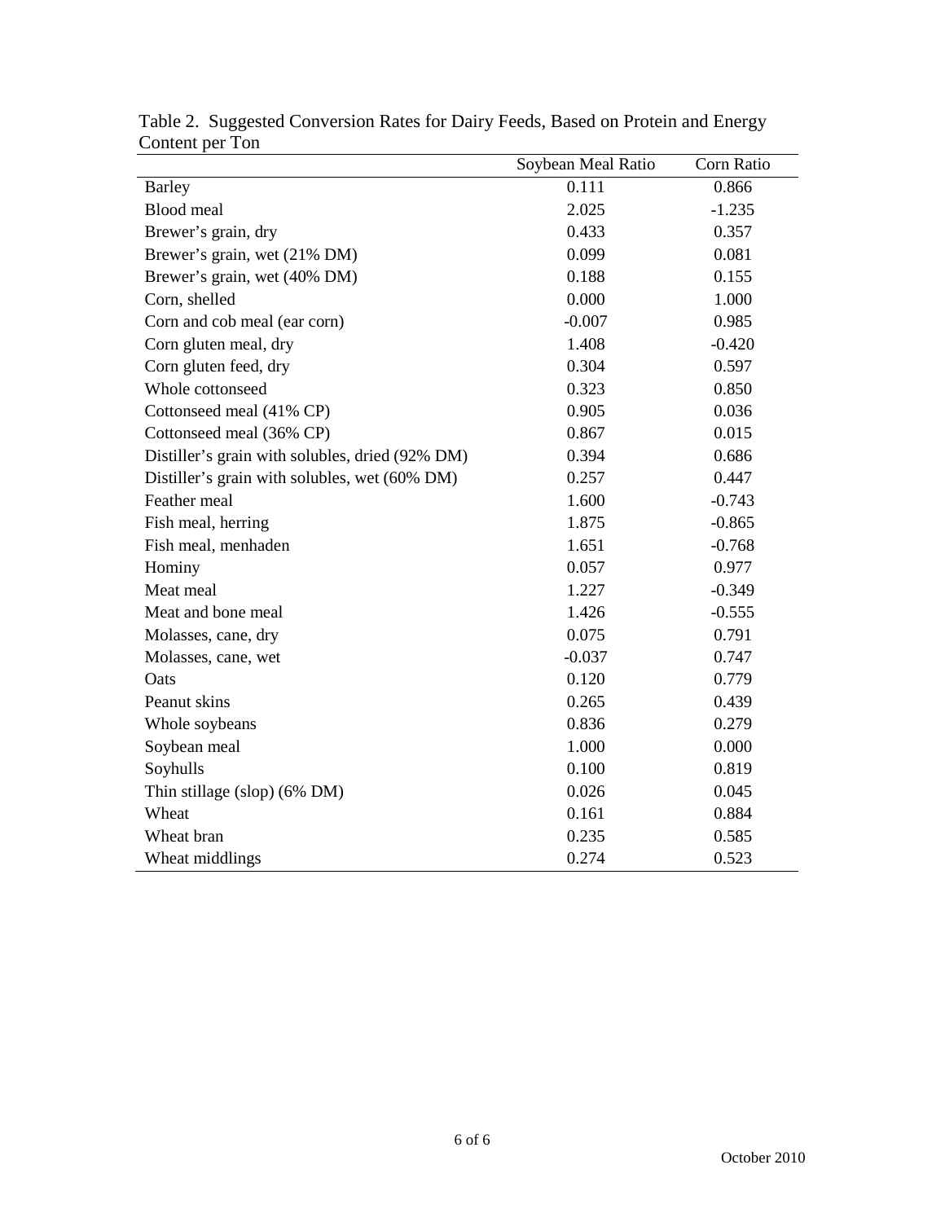Table 2. Suggested Conversion Rates for Dairy Feeds, Based on Protein and Energy Content per Ton

| | Soybean Meal Ratio | Corn Ratio |
|---|---|---|
| Barley | 0.111 | 0.866 |
| Blood meal | 2.025 | -1.235 |
| Brewer's grain, dry | 0.433 | 0.357 |
| Brewer's grain, wet (21% DM) | 0.099 | 0.081 |
| Brewer's grain, wet (40% DM) | 0.188 | 0.155 |
| Corn, shelled | 0.000 | 1.000 |
| Corn and cob meal (ear corn) | -0.007 | 0.985 |
| Corn gluten meal, dry | 1.408 | -0.420 |
| Corn gluten feed, dry | 0.304 | 0.597 |
| Whole cottonseed | 0.323 | 0.850 |
| Cottonseed meal (41% CP) | 0.905 | 0.036 |
| Cottonseed meal (36% CP) | 0.867 | 0.015 |
| Distiller's grain with solubles, dried (92% DM) | 0.394 | 0.686 |
| Distiller's grain with solubles, wet (60% DM) | 0.257 | 0.447 |
| Feather meal | 1.600 | -0.743 |
| Fish meal, herring | 1.875 | -0.865 |
| Fish meal, menhaden | 1.651 | -0.768 |
| Hominy | 0.057 | 0.977 |
| Meat meal | 1.227 | -0.349 |
| Meat and bone meal | 1.426 | -0.555 |
| Molasses, cane, dry | 0.075 | 0.791 |
| Molasses, cane, wet | -0.037 | 0.747 |
| Oats | 0.120 | 0.779 |
| Peanut skins | 0.265 | 0.439 |
| Whole soybeans | 0.836 | 0.279 |
| Soybean meal | 1.000 | 0.000 |
| Soyhulls | 0.100 | 0.819 |
| Thin stillage (slop) (6% DM) | 0.026 | 0.045 |
| Wheat | 0.161 | 0.884 |
| Wheat bran | 0.235 | 0.585 |
| Wheat middlings | 0.274 | 0.523 |